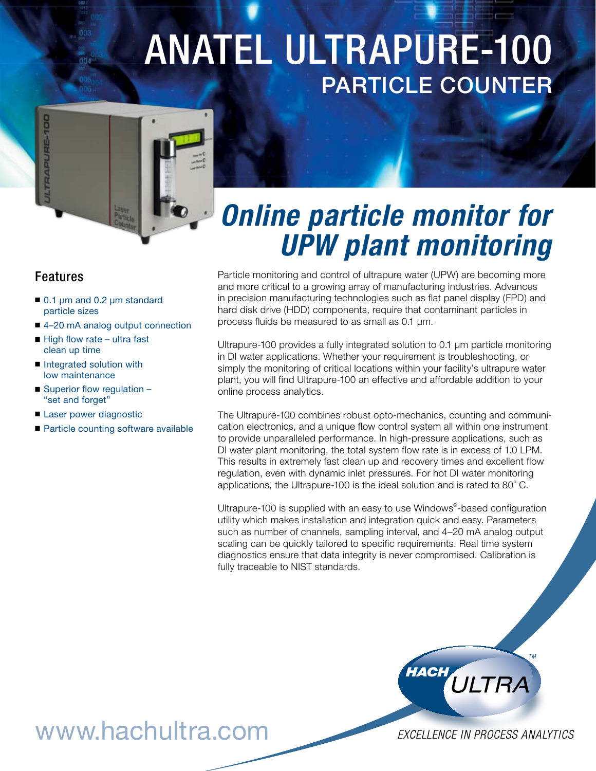# ANATEL ULTRAPURE-100

## PARTICLE COUNTER

# *Online particle monitor for UPW plant monitoring*

### Features

- 0.1 µm and 0.2 µm standard particle sizes
- 4–20 mA analog output connection
- High flow rate – ultra fast clean up time
- Integrated solution with low maintenance
- Superior flow regulation – "set and forget"
- Laser power diagnostic
- Particle counting software available

Particle monitoring and control of ultrapure water (UPW) are becoming more and more critical to a growing array of manufacturing industries. Advances in precision manufacturing technologies such as flat panel display (FPD) and hard disk drive (HDD) components, require that contaminant particles in process fluids be measured to as small as 0.1 µm.

Ultrapure-100 provides a fully integrated solution to 0.1 µm particle monitoring in DI water applications. Whether your requirement is troubleshooting, or simply the monitoring of critical locations within your facility's ultrapure water plant, you will find Ultrapure-100 an effective and affordable addition to your online process analytics.

The Ultrapure-100 combines robust opto-mechanics, counting and communication electronics, and a unique flow control system all within one instrument to provide unparalleled performance. In high-pressure applications, such as DI water plant monitoring, the total system flow rate is in excess of 1.0 LPM. This results in extremely fast clean up and recovery times and excellent flow regulation, even with dynamic inlet pressures. For hot DI water monitoring applications, the Ultrapure-100 is the ideal solution and is rated to 80° C.

Ultrapure-100 is supplied with an easy to use Windows®-based configuration utility which makes installation and integration quick and easy. Parameters such as number of channels, sampling interval, and 4–20 mA analog output scaling can be quickly tailored to specific requirements. Real time system diagnostics ensure that data integrity is never compromised. Calibration is fully traceable to NIST standards.

HACH ULTRA™

EXCELLENCE IN PROCESS ANALYTICS

www.hachultra.com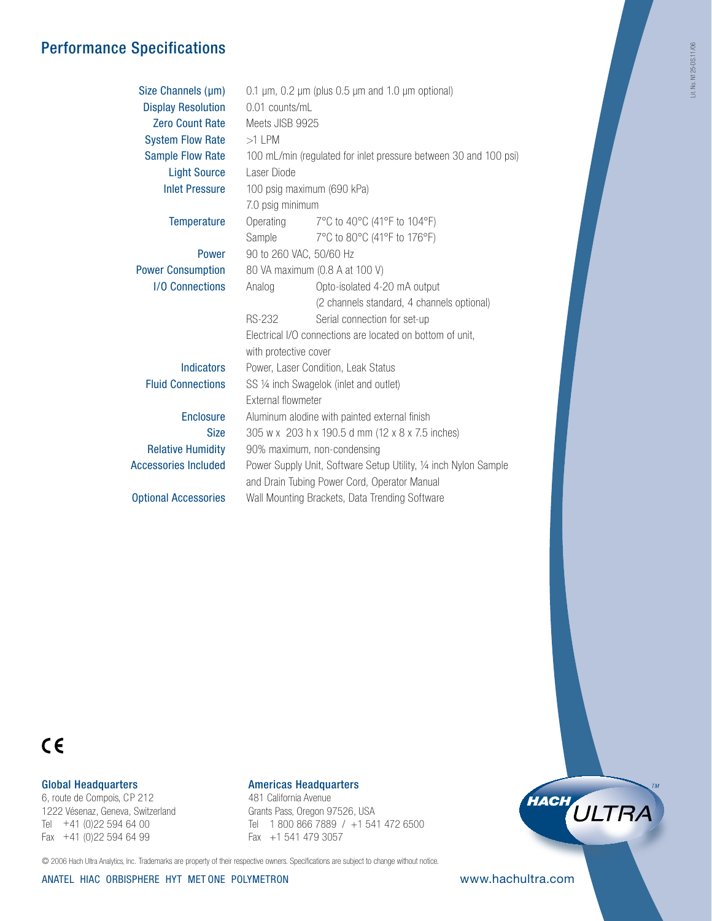## Performance Specifications

| | | |
|---|---|---|
| Size Channels (µm) | 0.1 µm, 0.2 µm (plus 0.5 µm and 1.0 µm optional) | |
| Display Resolution | 0.01 counts/mL | |
| Zero Count Rate | Meets JISB 9925 | |
| System Flow Rate | >1 LPM | |
| Sample Flow Rate | 100 mL/min (regulated for inlet pressure between 30 and 100 psi) | |
| Light Source | Laser Diode | |
| Inlet Pressure | 100 psig maximum (690 kPa) | |
| | 7.0 psig minimum | |
| Temperature | Operating | 7°C to 40°C (41°F to 104°F) |
| | Sample | 7°C to 80°C (41°F to 176°F) |
| Power | 90 to 260 VAC, 50/60 Hz | |
| Power Consumption | 80 VA maximum (0.8 A at 100 V) | |
| I/O Connections | Analog | Opto-isolated 4-20 mA output (2 channels standard, 4 channels optional) |
| | RS-232 | Serial connection for set-up |
| | Electrical I/O connections are located on bottom of unit, with protective cover | |
| Indicators | Power, Laser Condition, Leak Status | |
| Fluid Connections | SS ¼ inch Swagelok (inlet and outlet) | |
| | External flowmeter | |
| Enclosure | Aluminum alodine with painted external finish | |
| Size | 305 w x 203 h x 190.5 d mm (12 x 8 x 7.5 inches) | |
| Relative Humidity | 90% maximum, non-condensing | |
| Accessories Included | Power Supply Unit, Software Setup Utility, ¼ inch Nylon Sample and Drain Tubing Power Cord, Operator Manual | |
| Optional Accessories | Wall Mounting Brackets, Data Trending Software | |

CE

**Global Headquarters**
6, route de Compois, CP 212
1222 Vésenaz, Geneva, Switzerland
Tel +41 (0)22 594 64 00
Fax +41 (0)22 594 64 99

**Americas Headquarters**
481 California Avenue
Grants Pass, Oregon 97526, USA
Tel 1 800 866 7889 / +1 541 472 6500
Fax +1 541 479 3057

HACH ULTRA™

© 2006 Hach Ultra Analytics, Inc. Trademarks are property of their respective owners. Specifications are subject to change without notice.

ANATEL HIAC ORBISPHERE HYT MET ONE POLYMETRON

www.hachultra.com

Lit. No. N125-DS.11/06